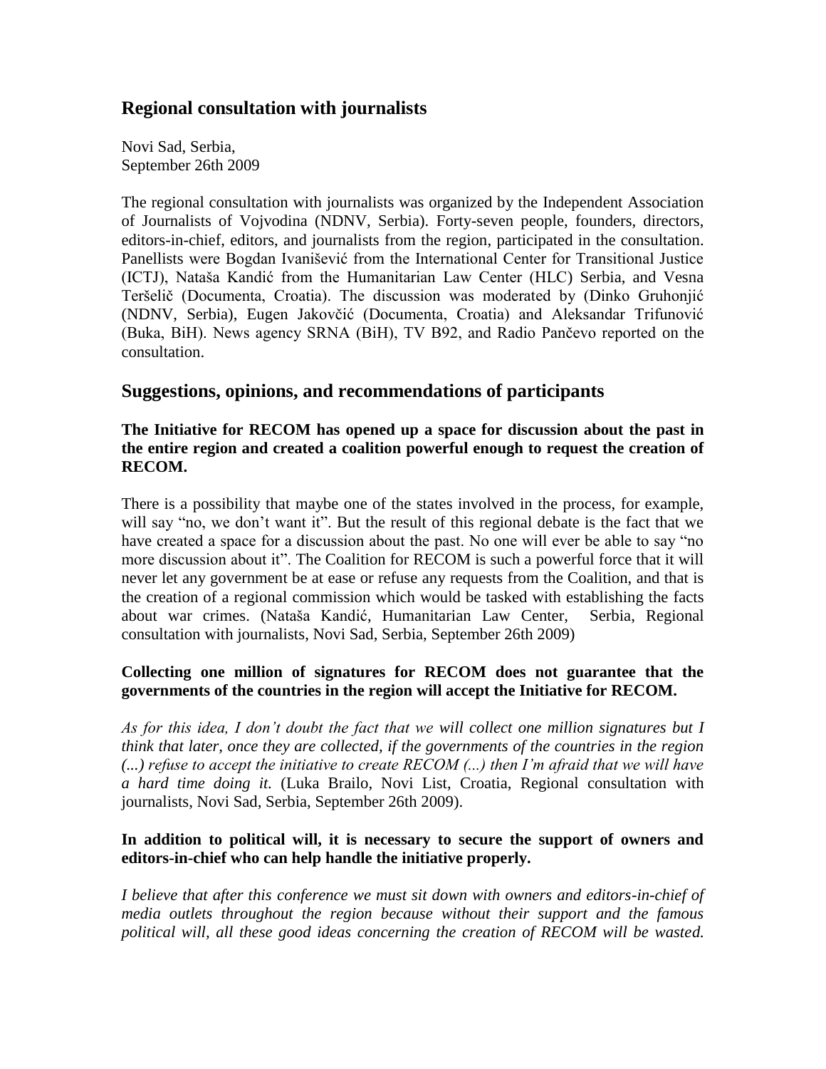## Regional consultation with journalists

Novi Sad, Serbia,
September 26th 2009

The regional consultation with journalists was organized by the Independent Association of Journalists of Vojvodina (NDNV, Serbia). Forty-seven people, founders, directors, editors-in-chief, editors, and journalists from the region, participated in the consultation. Panellists were Bogdan Ivanišević from the International Center for Transitional Justice (ICTJ), Nataša Kandić from the Humanitarian Law Center (HLC) Serbia, and Vesna Teršelič (Documenta, Croatia). The discussion was moderated by (Dinko Gruhonjić (NDNV, Serbia), Eugen Jakovčić (Documenta, Croatia) and Aleksandar Trifunović (Buka, BiH). News agency SRNA (BiH), TV B92, and Radio Pančevo reported on the consultation.

## Suggestions, opinions, and recommendations of participants

**The Initiative for RECOM has opened up a space for discussion about the past in the entire region and created a coalition powerful enough to request the creation of RECOM.**

There is a possibility that maybe one of the states involved in the process, for example, will say "no, we don't want it". But the result of this regional debate is the fact that we have created a space for a discussion about the past. No one will ever be able to say "no more discussion about it". The Coalition for RECOM is such a powerful force that it will never let any government be at ease or refuse any requests from the Coalition, and that is the creation of a regional commission which would be tasked with establishing the facts about war crimes. (Nataša Kandić, Humanitarian Law Center, Serbia, Regional consultation with journalists, Novi Sad, Serbia, September 26th 2009)

**Collecting one million of signatures for RECOM does not guarantee that the governments of the countries in the region will accept the Initiative for RECOM.**

*As for this idea, I don't doubt the fact that we will collect one million signatures but I think that later, once they are collected, if the governments of the countries in the region (...) refuse to accept the initiative to create RECOM (...) then I'm afraid that we will have a hard time doing it.* (Luka Brailo, Novi List, Croatia, Regional consultation with journalists, Novi Sad, Serbia, September 26th 2009).

**In addition to political will, it is necessary to secure the support of owners and editors-in-chief who can help handle the initiative properly.**

*I believe that after this conference we must sit down with owners and editors-in-chief of media outlets throughout the region because without their support and the famous political will, all these good ideas concerning the creation of RECOM will be wasted.*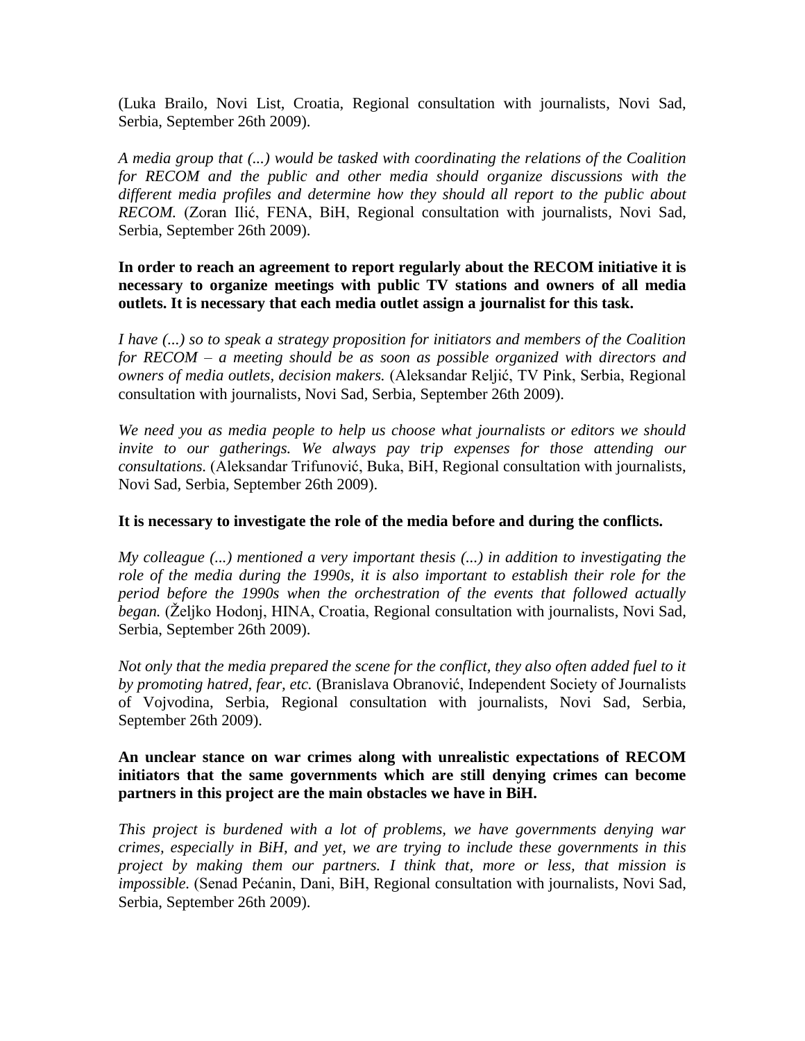(Luka Brailo, Novi List, Croatia, Regional consultation with journalists, Novi Sad, Serbia, September 26th 2009).

*A media group that (...) would be tasked with coordinating the relations of the Coalition for RECOM and the public and other media should organize discussions with the different media profiles and determine how they should all report to the public about RECOM.* (Zoran Ilić, FENA, BiH, Regional consultation with journalists, Novi Sad, Serbia, September 26th 2009).

**In order to reach an agreement to report regularly about the RECOM initiative it is necessary to organize meetings with public TV stations and owners of all media outlets. It is necessary that each media outlet assign a journalist for this task.**

*I have (...) so to speak a strategy proposition for initiators and members of the Coalition for RECOM – a meeting should be as soon as possible organized with directors and owners of media outlets, decision makers.* (Aleksandar Reljić, TV Pink, Serbia, Regional consultation with journalists, Novi Sad, Serbia, September 26th 2009).

*We need you as media people to help us choose what journalists or editors we should invite to our gatherings. We always pay trip expenses for those attending our consultations.* (Aleksandar Trifunović, Buka, BiH, Regional consultation with journalists, Novi Sad, Serbia, September 26th 2009).

**It is necessary to investigate the role of the media before and during the conflicts.**

*My colleague (...) mentioned a very important thesis (...) in addition to investigating the role of the media during the 1990s, it is also important to establish their role for the period before the 1990s when the orchestration of the events that followed actually began.* (Željko Hodonj, HINA, Croatia, Regional consultation with journalists, Novi Sad, Serbia, September 26th 2009).

*Not only that the media prepared the scene for the conflict, they also often added fuel to it by promoting hatred, fear, etc.* (Branislava Obranović, Independent Society of Journalists of Vojvodina, Serbia, Regional consultation with journalists, Novi Sad, Serbia, September 26th 2009).

**An unclear stance on war crimes along with unrealistic expectations of RECOM initiators that the same governments which are still denying crimes can become partners in this project are the main obstacles we have in BiH.**

*This project is burdened with a lot of problems, we have governments denying war crimes, especially in BiH, and yet, we are trying to include these governments in this project by making them our partners. I think that, more or less, that mission is impossible.* (Senad Pećanin, Dani, BiH, Regional consultation with journalists, Novi Sad, Serbia, September 26th 2009).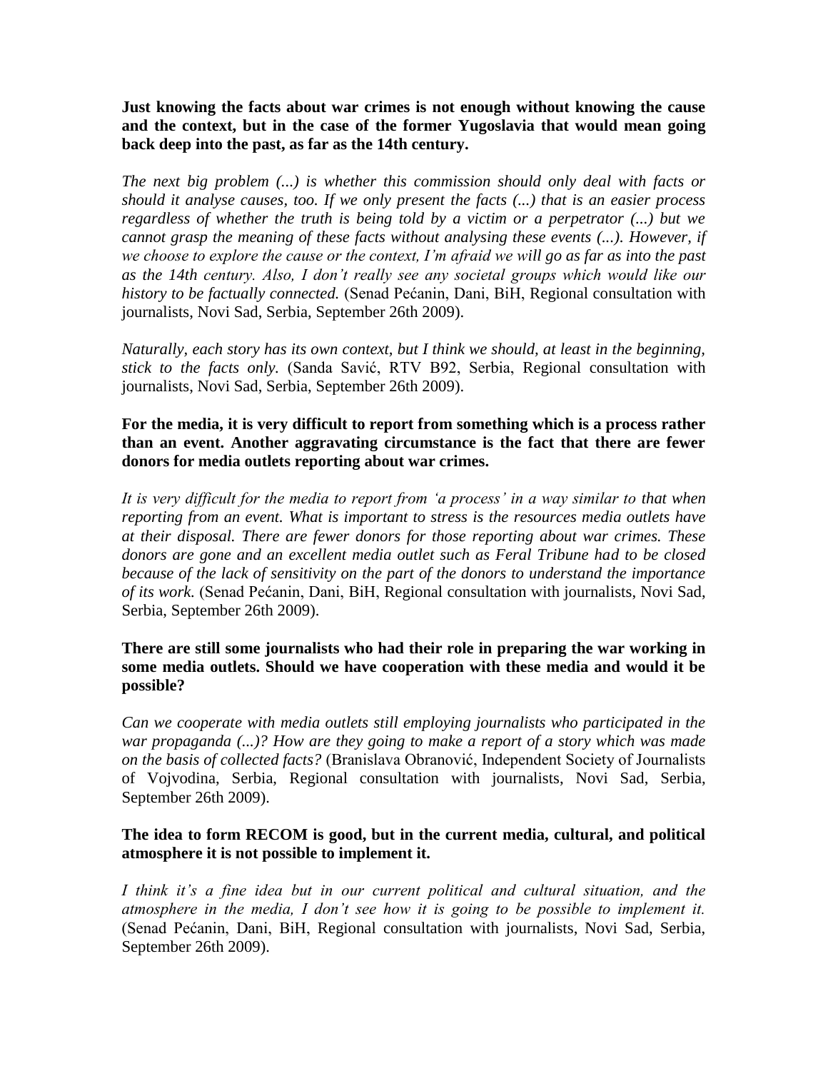**Just knowing the facts about war crimes is not enough without knowing the cause and the context, but in the case of the former Yugoslavia that would mean going back deep into the past, as far as the 14th century.**

*The next big problem (...) is whether this commission should only deal with facts or should it analyse causes, too. If we only present the facts (...) that is an easier process regardless of whether the truth is being told by a victim or a perpetrator (...) but we cannot grasp the meaning of these facts without analysing these events (...). However, if we choose to explore the cause or the context, I'm afraid we will go as far as into the past as the 14th century. Also, I don't really see any societal groups which would like our history to be factually connected.* (Senad Pećanin, Dani, BiH, Regional consultation with journalists, Novi Sad, Serbia, September 26th 2009).

*Naturally, each story has its own context, but I think we should, at least in the beginning, stick to the facts only.* (Sanda Savić, RTV B92, Serbia, Regional consultation with journalists, Novi Sad, Serbia, September 26th 2009).

**For the media, it is very difficult to report from something which is a process rather than an event. Another aggravating circumstance is the fact that there are fewer donors for media outlets reporting about war crimes.**

*It is very difficult for the media to report from 'a process' in a way similar to that when reporting from an event. What is important to stress is the resources media outlets have at their disposal. There are fewer donors for those reporting about war crimes. These donors are gone and an excellent media outlet such as Feral Tribune had to be closed because of the lack of sensitivity on the part of the donors to understand the importance of its work.* (Senad Pećanin, Dani, BiH, Regional consultation with journalists, Novi Sad, Serbia, September 26th 2009).

**There are still some journalists who had their role in preparing the war working in some media outlets. Should we have cooperation with these media and would it be possible?**

*Can we cooperate with media outlets still employing journalists who participated in the war propaganda (...)? How are they going to make a report of a story which was made on the basis of collected facts?* (Branislava Obranović, Independent Society of Journalists of Vojvodina, Serbia, Regional consultation with journalists, Novi Sad, Serbia, September 26th 2009).

**The idea to form RECOM is good, but in the current media, cultural, and political atmosphere it is not possible to implement it.**

*I think it's a fine idea but in our current political and cultural situation, and the atmosphere in the media, I don't see how it is going to be possible to implement it.* (Senad Pećanin, Dani, BiH, Regional consultation with journalists, Novi Sad, Serbia, September 26th 2009).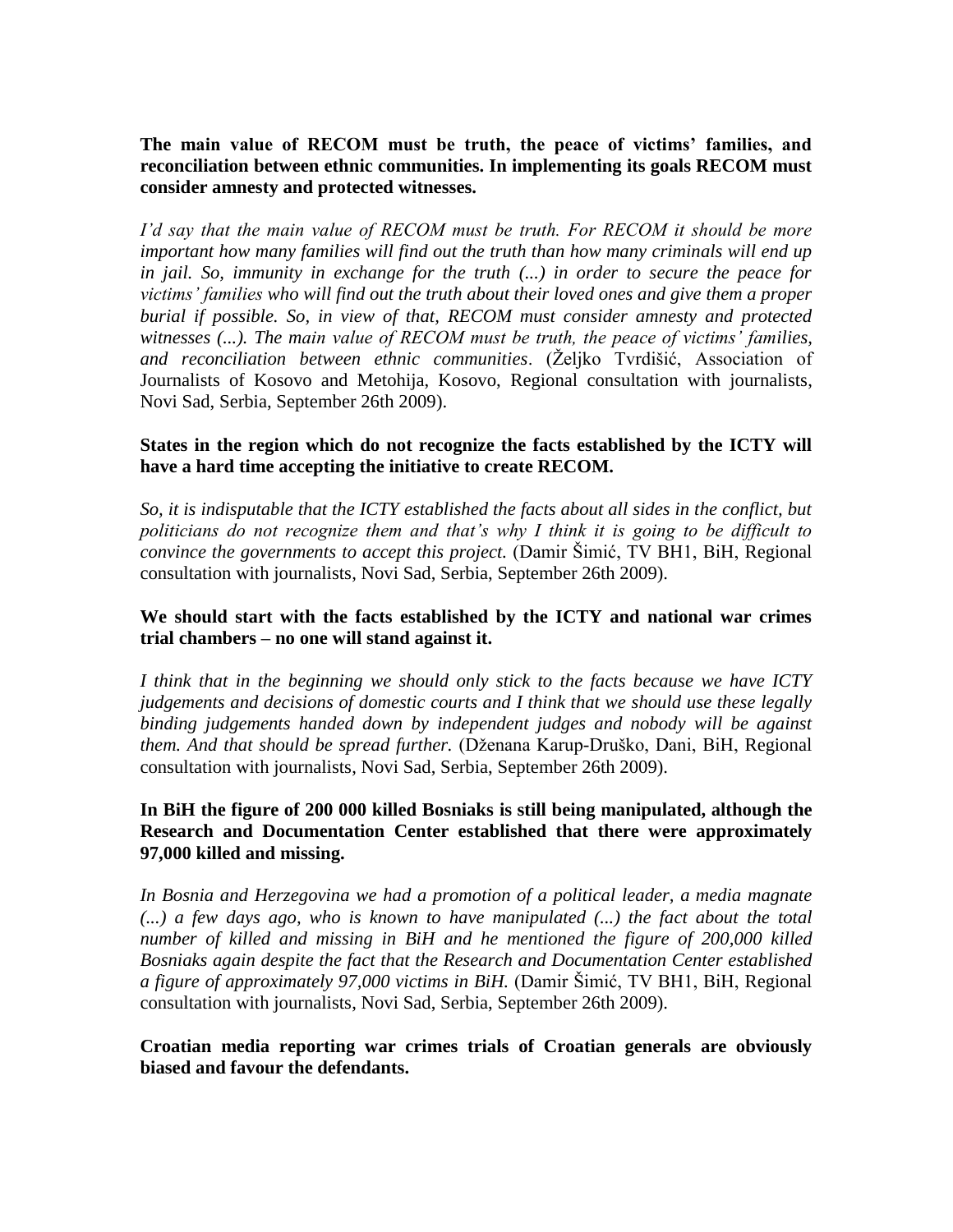**The main value of RECOM must be truth, the peace of victims' families, and reconciliation between ethnic communities. In implementing its goals RECOM must consider amnesty and protected witnesses.**

*I'd say that the main value of RECOM must be truth. For RECOM it should be more important how many families will find out the truth than how many criminals will end up in jail. So, immunity in exchange for the truth (...) in order to secure the peace for victims' families who will find out the truth about their loved ones and give them a proper burial if possible. So, in view of that, RECOM must consider amnesty and protected witnesses (...). The main value of RECOM must be truth, the peace of victims' families, and reconciliation between ethnic communities*. (Željko Tvrdišić, Association of Journalists of Kosovo and Metohija, Kosovo, Regional consultation with journalists, Novi Sad, Serbia, September 26th 2009).

**States in the region which do not recognize the facts established by the ICTY will have a hard time accepting the initiative to create RECOM.**

*So, it is indisputable that the ICTY established the facts about all sides in the conflict, but politicians do not recognize them and that's why I think it is going to be difficult to convince the governments to accept this project.* (Damir Šimić, TV BH1, BiH, Regional consultation with journalists, Novi Sad, Serbia, September 26th 2009).

**We should start with the facts established by the ICTY and national war crimes trial chambers – no one will stand against it.**

*I think that in the beginning we should only stick to the facts because we have ICTY judgements and decisions of domestic courts and I think that we should use these legally binding judgements handed down by independent judges and nobody will be against them. And that should be spread further.* (Dženana Karup-Druško, Dani, BiH, Regional consultation with journalists, Novi Sad, Serbia, September 26th 2009).

**In BiH the figure of 200 000 killed Bosniaks is still being manipulated, although the Research and Documentation Center established that there were approximately 97,000 killed and missing.**

*In Bosnia and Herzegovina we had a promotion of a political leader, a media magnate (...) a few days ago, who is known to have manipulated (...) the fact about the total number of killed and missing in BiH and he mentioned the figure of 200,000 killed Bosniaks again despite the fact that the Research and Documentation Center established a figure of approximately 97,000 victims in BiH.* (Damir Šimić, TV BH1, BiH, Regional consultation with journalists, Novi Sad, Serbia, September 26th 2009).

**Croatian media reporting war crimes trials of Croatian generals are obviously biased and favour the defendants.**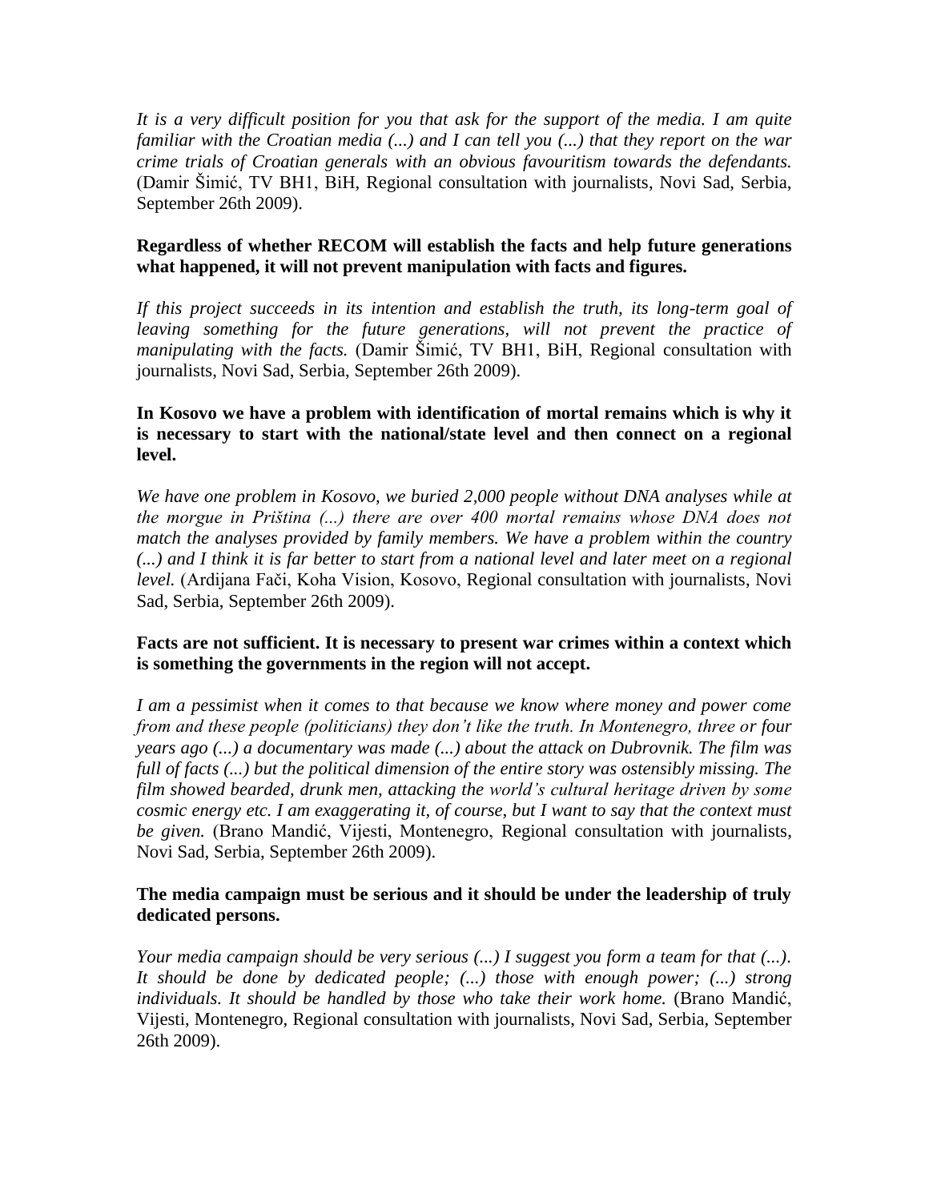*It is a very difficult position for you that ask for the support of the media. I am quite familiar with the Croatian media (...) and I can tell you (...) that they report on the war crime trials of Croatian generals with an obvious favouritism towards the defendants.* (Damir Šimić, TV BH1, BiH, Regional consultation with journalists, Novi Sad, Serbia, September 26th 2009).

**Regardless of whether RECOM will establish the facts and help future generations what happened, it will not prevent manipulation with facts and figures.**

*If this project succeeds in its intention and establish the truth, its long-term goal of leaving something for the future generations, will not prevent the practice of manipulating with the facts.* (Damir Šimić, TV BH1, BiH, Regional consultation with journalists, Novi Sad, Serbia, September 26th 2009).

**In Kosovo we have a problem with identification of mortal remains which is why it is necessary to start with the national/state level and then connect on a regional level.**

*We have one problem in Kosovo, we buried 2,000 people without DNA analyses while at the morgue in Priština (...) there are over 400 mortal remains whose DNA does not match the analyses provided by family members. We have a problem within the country (...) and I think it is far better to start from a national level and later meet on a regional level.* (Ardijana Fači, Koha Vision, Kosovo, Regional consultation with journalists, Novi Sad, Serbia, September 26th 2009).

**Facts are not sufficient. It is necessary to present war crimes within a context which is something the governments in the region will not accept.**

*I am a pessimist when it comes to that because we know where money and power come from and these people (politicians) they don't like the truth. In Montenegro, three or four years ago (...) a documentary was made (...) about the attack on Dubrovnik. The film was full of facts (...) but the political dimension of the entire story was ostensibly missing. The film showed bearded, drunk men, attacking the world's cultural heritage driven by some cosmic energy etc. I am exaggerating it, of course, but I want to say that the context must be given.* (Brano Mandić, Vijesti, Montenegro, Regional consultation with journalists, Novi Sad, Serbia, September 26th 2009).

**The media campaign must be serious and it should be under the leadership of truly dedicated persons.**

*Your media campaign should be very serious (...) I suggest you form a team for that (...). It should be done by dedicated people; (...) those with enough power; (...) strong individuals. It should be handled by those who take their work home.* (Brano Mandić, Vijesti, Montenegro, Regional consultation with journalists, Novi Sad, Serbia, September 26th 2009).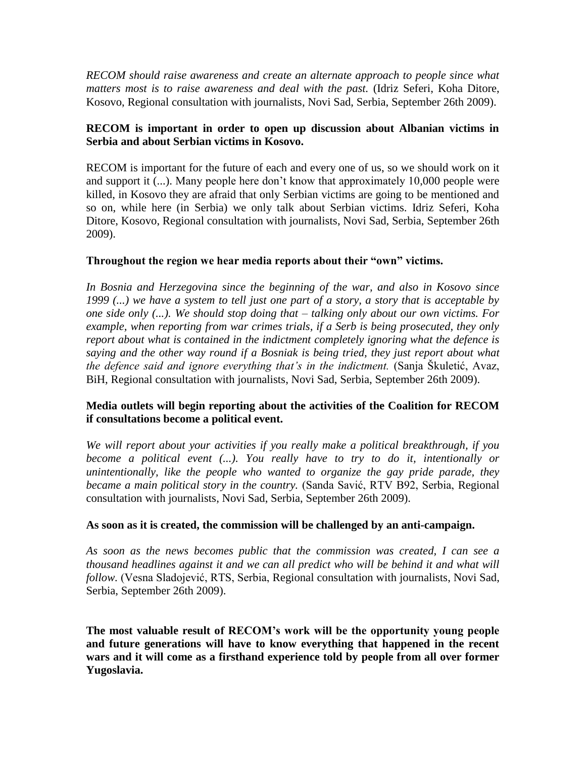*RECOM should raise awareness and create an alternate approach to people since what matters most is to raise awareness and deal with the past.* (Idriz Seferi, Koha Ditore, Kosovo, Regional consultation with journalists, Novi Sad, Serbia, September 26th 2009).

**RECOM is important in order to open up discussion about Albanian victims in Serbia and about Serbian victims in Kosovo.**

RECOM is important for the future of each and every one of us, so we should work on it and support it (...). Many people here don't know that approximately 10,000 people were killed, in Kosovo they are afraid that only Serbian victims are going to be mentioned and so on, while here (in Serbia) we only talk about Serbian victims. Idriz Seferi, Koha Ditore, Kosovo, Regional consultation with journalists, Novi Sad, Serbia, September 26th 2009).

**Throughout the region we hear media reports about their "own" victims.**

*In Bosnia and Herzegovina since the beginning of the war, and also in Kosovo since 1999 (...) we have a system to tell just one part of a story, a story that is acceptable by one side only (...). We should stop doing that – talking only about our own victims. For example, when reporting from war crimes trials, if a Serb is being prosecuted, they only report about what is contained in the indictment completely ignoring what the defence is saying and the other way round if a Bosniak is being tried, they just report about what the defence said and ignore everything that's in the indictment.* (Sanja Škuletić, Avaz, BiH, Regional consultation with journalists, Novi Sad, Serbia, September 26th 2009).

**Media outlets will begin reporting about the activities of the Coalition for RECOM if consultations become a political event.**

*We will report about your activities if you really make a political breakthrough, if you become a political event (...). You really have to try to do it, intentionally or unintentionally, like the people who wanted to organize the gay pride parade, they became a main political story in the country.* (Sanda Savić, RTV B92, Serbia, Regional consultation with journalists, Novi Sad, Serbia, September 26th 2009).

**As soon as it is created, the commission will be challenged by an anti-campaign.**

*As soon as the news becomes public that the commission was created, I can see a thousand headlines against it and we can all predict who will be behind it and what will follow.* (Vesna Sladojević, RTS, Serbia, Regional consultation with journalists, Novi Sad, Serbia, September 26th 2009).

**The most valuable result of RECOM's work will be the opportunity young people and future generations will have to know everything that happened in the recent wars and it will come as a firsthand experience told by people from all over former Yugoslavia.**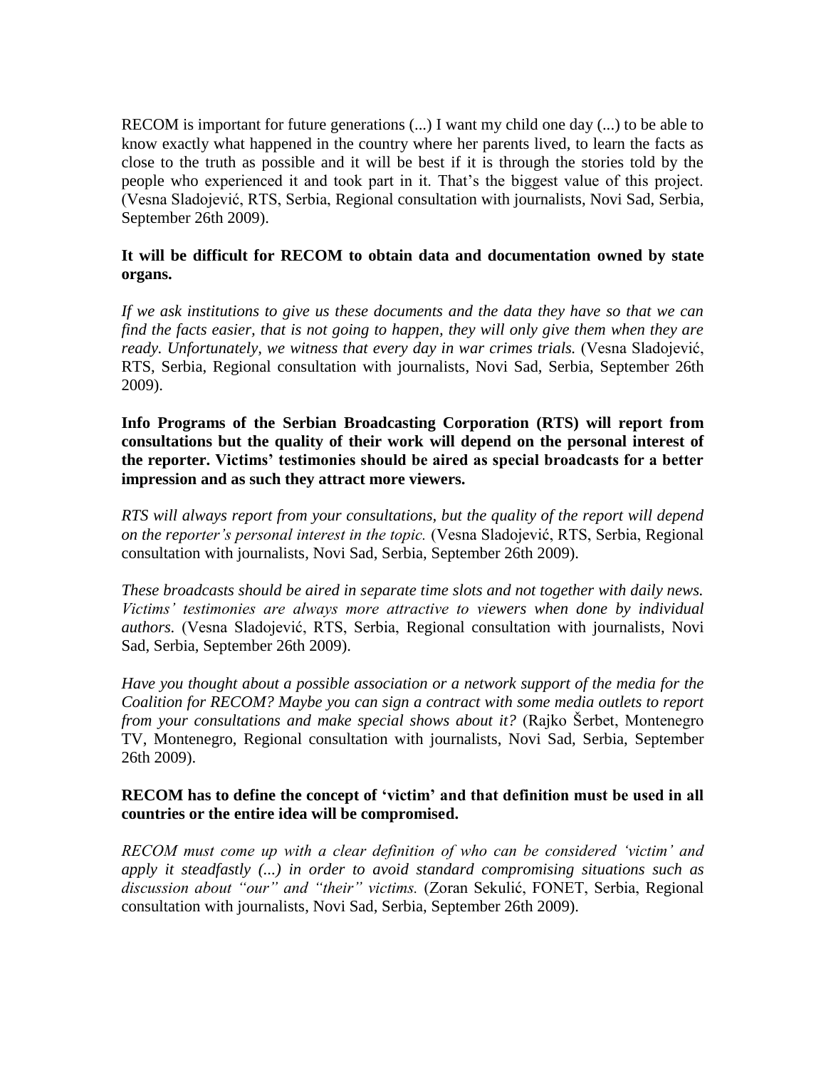RECOM is important for future generations (...) I want my child one day (...) to be able to know exactly what happened in the country where her parents lived, to learn the facts as close to the truth as possible and it will be best if it is through the stories told by the people who experienced it and took part in it. That's the biggest value of this project. (Vesna Sladojević, RTS, Serbia, Regional consultation with journalists, Novi Sad, Serbia, September 26th 2009).

**It will be difficult for RECOM to obtain data and documentation owned by state organs.**

*If we ask institutions to give us these documents and the data they have so that we can find the facts easier, that is not going to happen, they will only give them when they are ready. Unfortunately, we witness that every day in war crimes trials.* (Vesna Sladojević, RTS, Serbia, Regional consultation with journalists, Novi Sad, Serbia, September 26th 2009).

**Info Programs of the Serbian Broadcasting Corporation (RTS) will report from consultations but the quality of their work will depend on the personal interest of the reporter. Victims' testimonies should be aired as special broadcasts for a better impression and as such they attract more viewers.**

*RTS will always report from your consultations, but the quality of the report will depend on the reporter's personal interest in the topic.* (Vesna Sladojević, RTS, Serbia, Regional consultation with journalists, Novi Sad, Serbia, September 26th 2009).

*These broadcasts should be aired in separate time slots and not together with daily news. Victims' testimonies are always more attractive to viewers when done by individual authors.* (Vesna Sladojević, RTS, Serbia, Regional consultation with journalists, Novi Sad, Serbia, September 26th 2009).

*Have you thought about a possible association or a network support of the media for the Coalition for RECOM? Maybe you can sign a contract with some media outlets to report from your consultations and make special shows about it?* (Rajko Šerbet, Montenegro TV, Montenegro, Regional consultation with journalists, Novi Sad, Serbia, September 26th 2009).

**RECOM has to define the concept of 'victim' and that definition must be used in all countries or the entire idea will be compromised.**

*RECOM must come up with a clear definition of who can be considered 'victim' and apply it steadfastly (...) in order to avoid standard compromising situations such as discussion about "our" and "their" victims.* (Zoran Sekulić, FONET, Serbia, Regional consultation with journalists, Novi Sad, Serbia, September 26th 2009).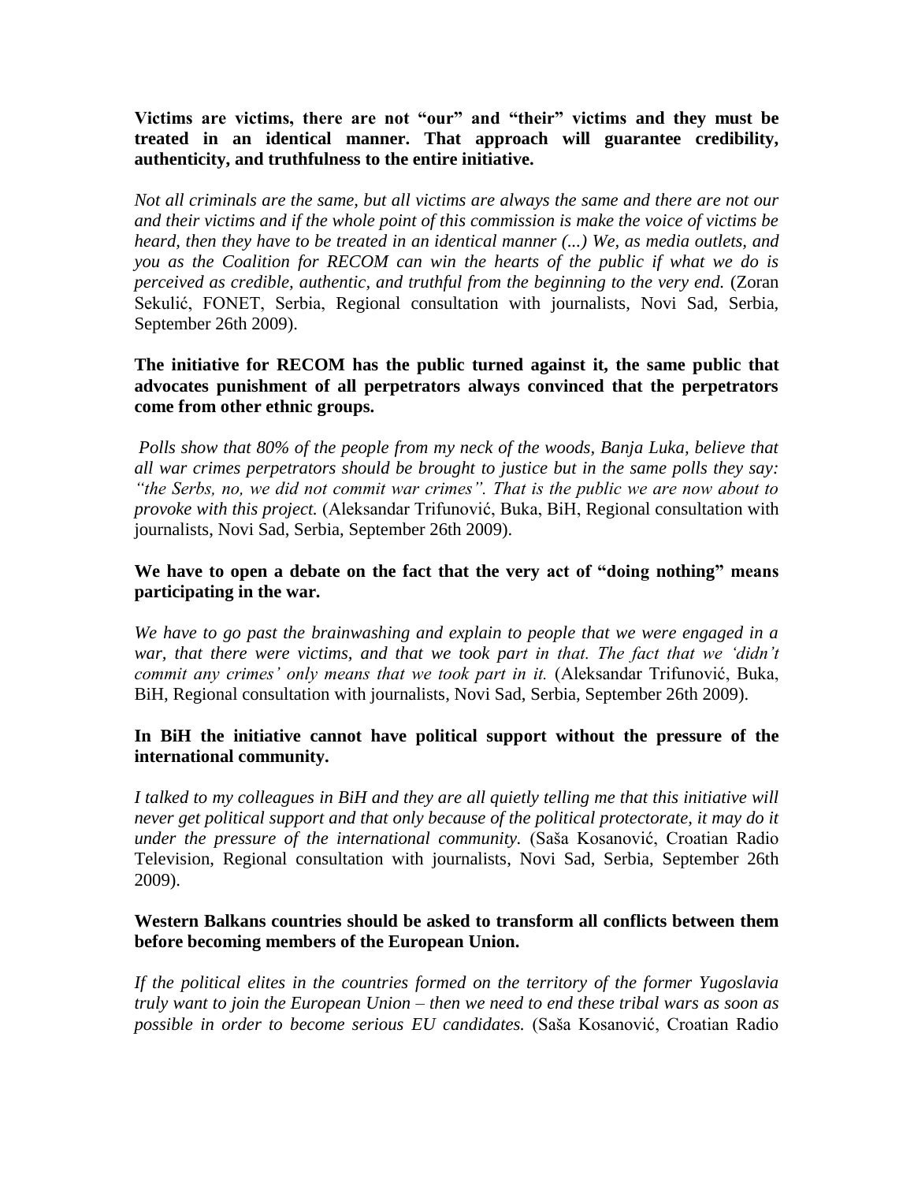**Victims are victims, there are not "our" and "their" victims and they must be treated in an identical manner. That approach will guarantee credibility, authenticity, and truthfulness to the entire initiative.**

*Not all criminals are the same, but all victims are always the same and there are not our and their victims and if the whole point of this commission is make the voice of victims be heard, then they have to be treated in an identical manner (...) We, as media outlets, and you as the Coalition for RECOM can win the hearts of the public if what we do is perceived as credible, authentic, and truthful from the beginning to the very end.* (Zoran Sekulić, FONET, Serbia, Regional consultation with journalists, Novi Sad, Serbia, September 26th 2009).

**The initiative for RECOM has the public turned against it, the same public that advocates punishment of all perpetrators always convinced that the perpetrators come from other ethnic groups.**

*Polls show that 80% of the people from my neck of the woods, Banja Luka, believe that all war crimes perpetrators should be brought to justice but in the same polls they say: "the Serbs, no, we did not commit war crimes". That is the public we are now about to provoke with this project.* (Aleksandar Trifunović, Buka, BiH, Regional consultation with journalists, Novi Sad, Serbia, September 26th 2009).

**We have to open a debate on the fact that the very act of "doing nothing" means participating in the war.**

*We have to go past the brainwashing and explain to people that we were engaged in a war, that there were victims, and that we took part in that. The fact that we 'didn't commit any crimes' only means that we took part in it.* (Aleksandar Trifunović, Buka, BiH, Regional consultation with journalists, Novi Sad, Serbia, September 26th 2009).

**In BiH the initiative cannot have political support without the pressure of the international community.**

*I talked to my colleagues in BiH and they are all quietly telling me that this initiative will never get political support and that only because of the political protectorate, it may do it under the pressure of the international community.* (Saša Kosanović, Croatian Radio Television, Regional consultation with journalists, Novi Sad, Serbia, September 26th 2009).

**Western Balkans countries should be asked to transform all conflicts between them before becoming members of the European Union.**

*If the political elites in the countries formed on the territory of the former Yugoslavia truly want to join the European Union – then we need to end these tribal wars as soon as possible in order to become serious EU candidates.* (Saša Kosanović, Croatian Radio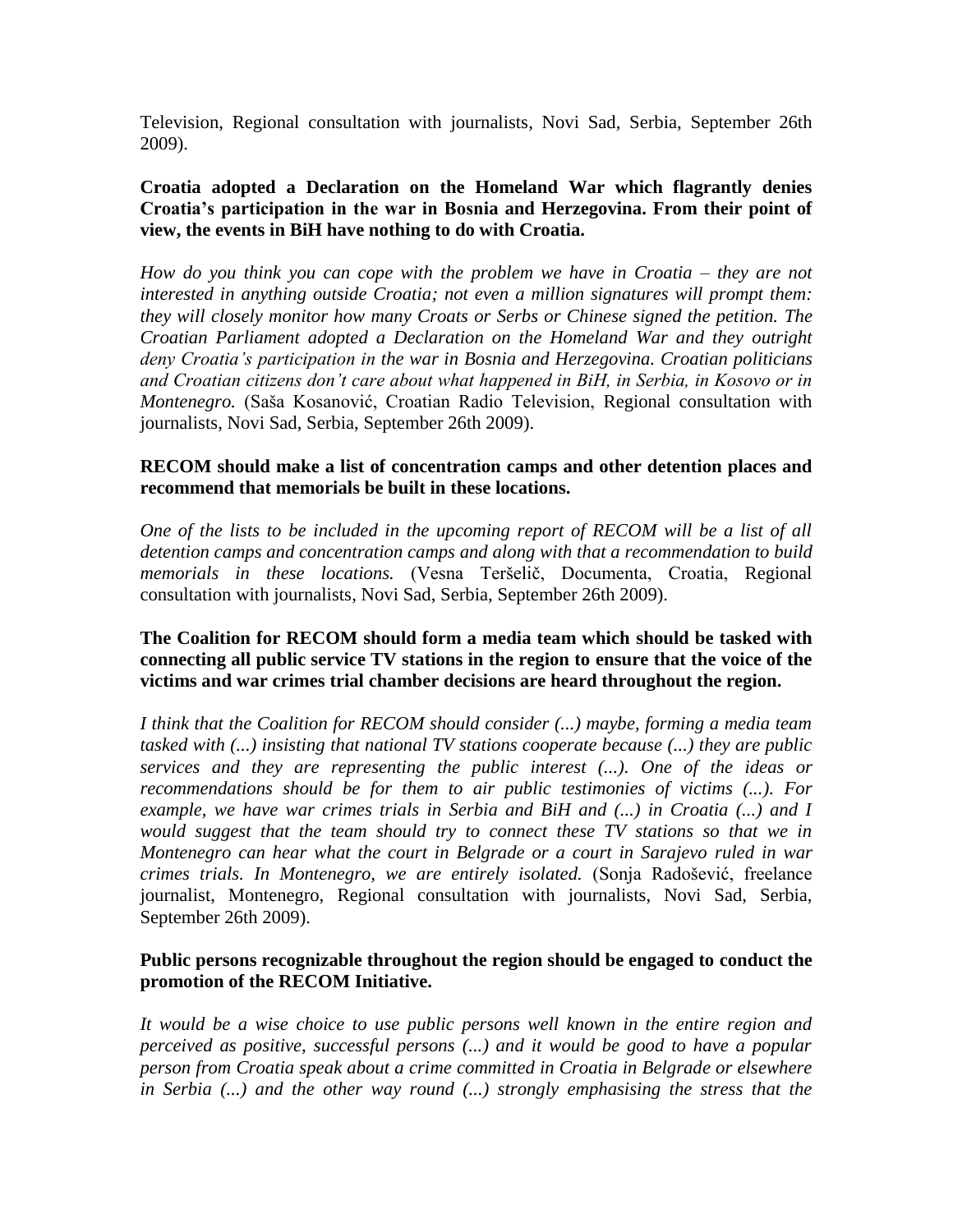Television, Regional consultation with journalists, Novi Sad, Serbia, September 26th 2009).

**Croatia adopted a Declaration on the Homeland War which flagrantly denies Croatia's participation in the war in Bosnia and Herzegovina. From their point of view, the events in BiH have nothing to do with Croatia.**

*How do you think you can cope with the problem we have in Croatia – they are not interested in anything outside Croatia; not even a million signatures will prompt them: they will closely monitor how many Croats or Serbs or Chinese signed the petition. The Croatian Parliament adopted a Declaration on the Homeland War and they outright deny Croatia's participation in the war in Bosnia and Herzegovina. Croatian politicians and Croatian citizens don't care about what happened in BiH, in Serbia, in Kosovo or in Montenegro.* (Saša Kosanović, Croatian Radio Television, Regional consultation with journalists, Novi Sad, Serbia, September 26th 2009).

**RECOM should make a list of concentration camps and other detention places and recommend that memorials be built in these locations.**

*One of the lists to be included in the upcoming report of RECOM will be a list of all detention camps and concentration camps and along with that a recommendation to build memorials in these locations.* (Vesna Teršelič, Documenta, Croatia, Regional consultation with journalists, Novi Sad, Serbia, September 26th 2009).

**The Coalition for RECOM should form a media team which should be tasked with connecting all public service TV stations in the region to ensure that the voice of the victims and war crimes trial chamber decisions are heard throughout the region.**

*I think that the Coalition for RECOM should consider (...) maybe, forming a media team tasked with (...) insisting that national TV stations cooperate because (...) they are public services and they are representing the public interest (...). One of the ideas or recommendations should be for them to air public testimonies of victims (...). For example, we have war crimes trials in Serbia and BiH and (...) in Croatia (...) and I would suggest that the team should try to connect these TV stations so that we in Montenegro can hear what the court in Belgrade or a court in Sarajevo ruled in war crimes trials. In Montenegro, we are entirely isolated.* (Sonja Radošević, freelance journalist, Montenegro, Regional consultation with journalists, Novi Sad, Serbia, September 26th 2009).

**Public persons recognizable throughout the region should be engaged to conduct the promotion of the RECOM Initiative.**

*It would be a wise choice to use public persons well known in the entire region and perceived as positive, successful persons (...) and it would be good to have a popular person from Croatia speak about a crime committed in Croatia in Belgrade or elsewhere in Serbia (...) and the other way round (...) strongly emphasising the stress that the*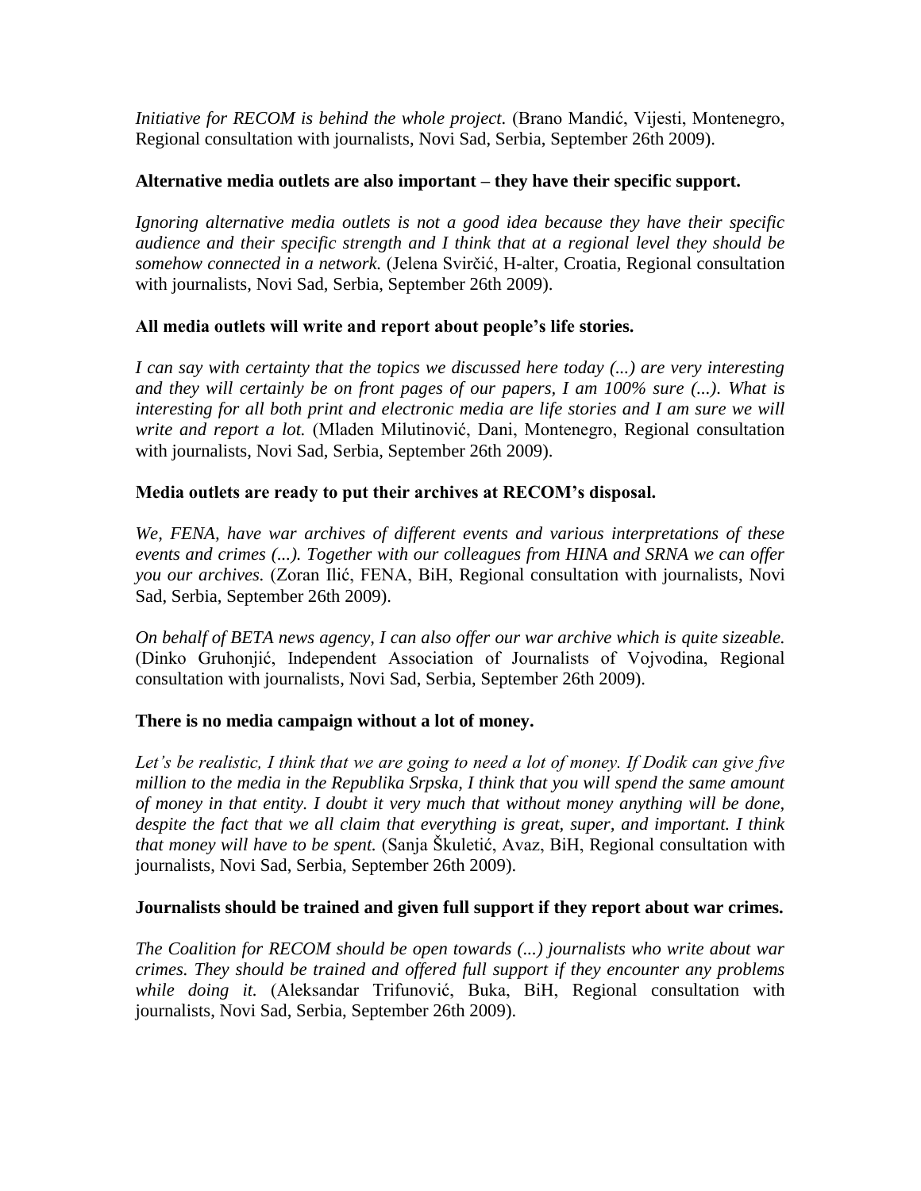*Initiative for RECOM is behind the whole project.* (Brano Mandić, Vijesti, Montenegro, Regional consultation with journalists, Novi Sad, Serbia, September 26th 2009).

**Alternative media outlets are also important – they have their specific support.**

*Ignoring alternative media outlets is not a good idea because they have their specific audience and their specific strength and I think that at a regional level they should be somehow connected in a network.* (Jelena Svirčić, H-alter, Croatia, Regional consultation with journalists, Novi Sad, Serbia, September 26th 2009).

**All media outlets will write and report about people's life stories.**

*I can say with certainty that the topics we discussed here today (...) are very interesting and they will certainly be on front pages of our papers, I am 100% sure (...). What is interesting for all both print and electronic media are life stories and I am sure we will write and report a lot.* (Mladen Milutinović, Dani, Montenegro, Regional consultation with journalists, Novi Sad, Serbia, September 26th 2009).

**Media outlets are ready to put their archives at RECOM's disposal.**

*We, FENA, have war archives of different events and various interpretations of these events and crimes (...). Together with our colleagues from HINA and SRNA we can offer you our archives.* (Zoran Ilić, FENA, BiH, Regional consultation with journalists, Novi Sad, Serbia, September 26th 2009).

*On behalf of BETA news agency, I can also offer our war archive which is quite sizeable.* (Dinko Gruhonjić, Independent Association of Journalists of Vojvodina, Regional consultation with journalists, Novi Sad, Serbia, September 26th 2009).

**There is no media campaign without a lot of money.**

*Let's be realistic, I think that we are going to need a lot of money. If Dodik can give five million to the media in the Republika Srpska, I think that you will spend the same amount of money in that entity. I doubt it very much that without money anything will be done, despite the fact that we all claim that everything is great, super, and important. I think that money will have to be spent.* (Sanja Škuletić, Avaz, BiH, Regional consultation with journalists, Novi Sad, Serbia, September 26th 2009).

**Journalists should be trained and given full support if they report about war crimes.**

*The Coalition for RECOM should be open towards (...) journalists who write about war crimes. They should be trained and offered full support if they encounter any problems while doing it.* (Aleksandar Trifunović, Buka, BiH, Regional consultation with journalists, Novi Sad, Serbia, September 26th 2009).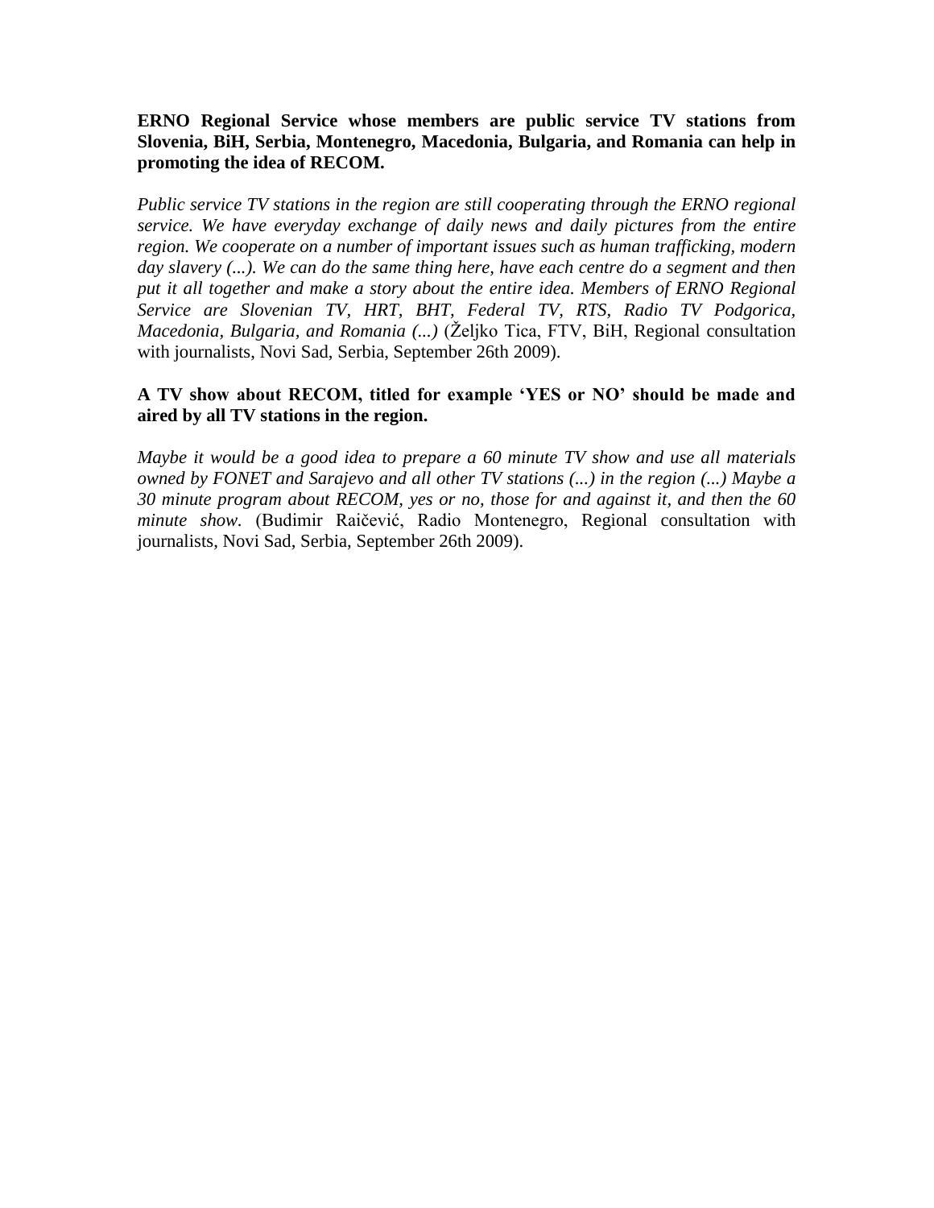**ERNO Regional Service whose members are public service TV stations from Slovenia, BiH, Serbia, Montenegro, Macedonia, Bulgaria, and Romania can help in promoting the idea of RECOM.**

*Public service TV stations in the region are still cooperating through the ERNO regional service. We have everyday exchange of daily news and daily pictures from the entire region. We cooperate on a number of important issues such as human trafficking, modern day slavery (...). We can do the same thing here, have each centre do a segment and then put it all together and make a story about the entire idea. Members of ERNO Regional Service are Slovenian TV, HRT, BHT, Federal TV, RTS, Radio TV Podgorica, Macedonia, Bulgaria, and Romania (...)* (Željko Tica, FTV, BiH, Regional consultation with journalists, Novi Sad, Serbia, September 26th 2009).

**A TV show about RECOM, titled for example 'YES or NO' should be made and aired by all TV stations in the region.**

*Maybe it would be a good idea to prepare a 60 minute TV show and use all materials owned by FONET and Sarajevo and all other TV stations (...) in the region (...) Maybe a 30 minute program about RECOM, yes or no, those for and against it, and then the 60 minute show.* (Budimir Raičević, Radio Montenegro, Regional consultation with journalists, Novi Sad, Serbia, September 26th 2009).